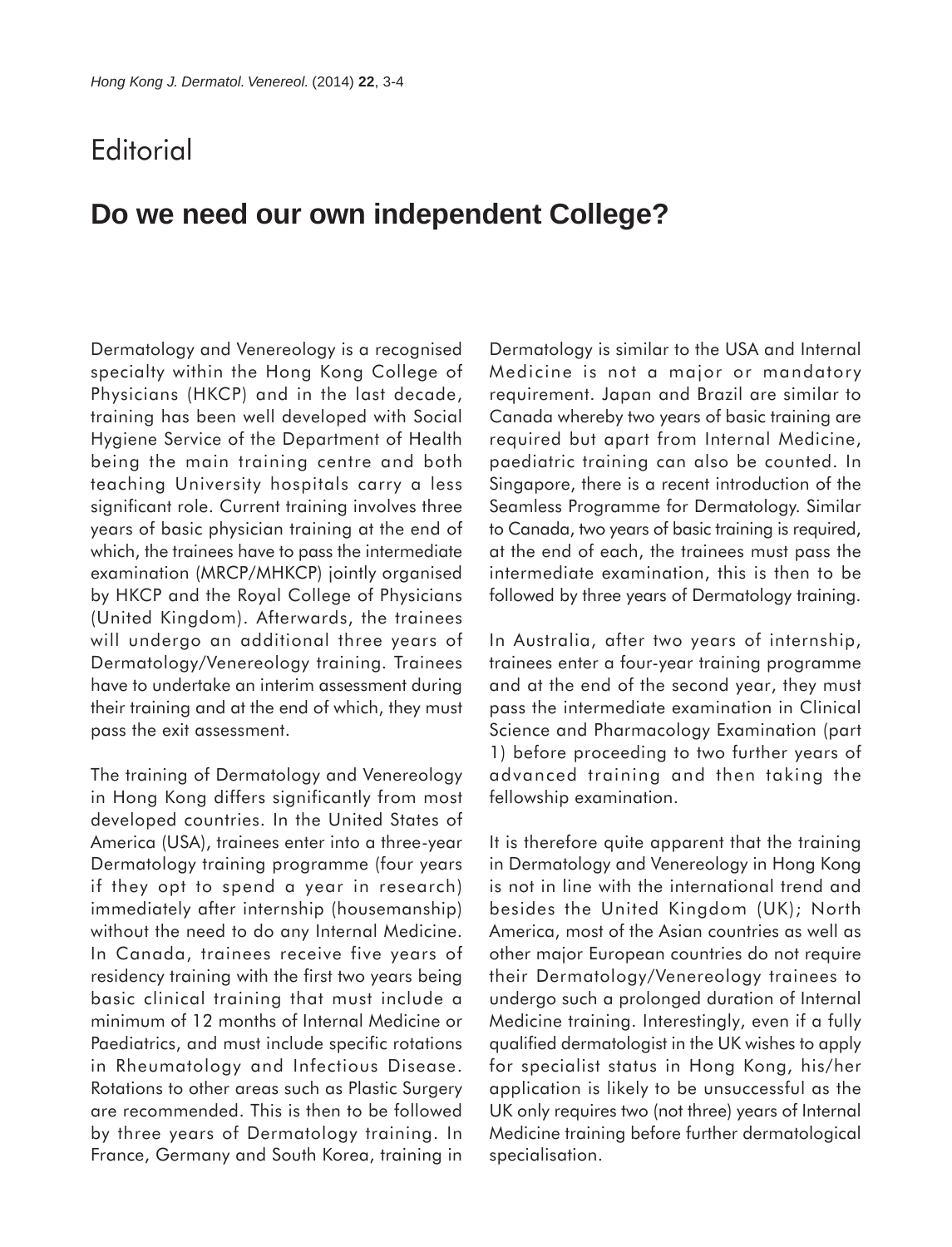# Editorial

## Do we need our own independent College?

Dermatology and Venereology is a recognised specialty within the Hong Kong College of Physicians (HKCP) and in the last decade, training has been well developed with Social Hygiene Service of the Department of Health being the main training centre and both teaching University hospitals carry a less significant role. Current training involves three years of basic physician training at the end of which, the trainees have to pass the intermediate examination (MRCP/MHKCP) jointly organised by HKCP and the Royal College of Physicians (United Kingdom). Afterwards, the trainees will undergo an additional three years of Dermatology/Venereology training. Trainees have to undertake an interim assessment during their training and at the end of which, they must pass the exit assessment.

The training of Dermatology and Venereology in Hong Kong differs significantly from most developed countries. In the United States of America (USA), trainees enter into a three-year Dermatology training programme (four years if they opt to spend a year in research) immediately after internship (housemanship) without the need to do any Internal Medicine. In Canada, trainees receive five years of residency training with the first two years being basic clinical training that must include a minimum of 12 months of Internal Medicine or Paediatrics, and must include specific rotations in Rheumatology and Infectious Disease. Rotations to other areas such as Plastic Surgery are recommended. This is then to be followed by three years of Dermatology training. In France, Germany and South Korea, training in Dermatology is similar to the USA and Internal Medicine is not a major or mandatory requirement. Japan and Brazil are similar to Canada whereby two years of basic training are required but apart from Internal Medicine, paediatric training can also be counted. In Singapore, there is a recent introduction of the Seamless Programme for Dermatology. Similar to Canada, two years of basic training is required, at the end of each, the trainees must pass the intermediate examination, this is then to be followed by three years of Dermatology training.

In Australia, after two years of internship, trainees enter a four-year training programme and at the end of the second year, they must pass the intermediate examination in Clinical Science and Pharmacology Examination (part 1) before proceeding to two further years of advanced training and then taking the fellowship examination.

It is therefore quite apparent that the training in Dermatology and Venereology in Hong Kong is not in line with the international trend and besides the United Kingdom (UK); North America, most of the Asian countries as well as other major European countries do not require their Dermatology/Venereology trainees to undergo such a prolonged duration of Internal Medicine training. Interestingly, even if a fully qualified dermatologist in the UK wishes to apply for specialist status in Hong Kong, his/her application is likely to be unsuccessful as the UK only requires two (not three) years of Internal Medicine training before further dermatological specialisation.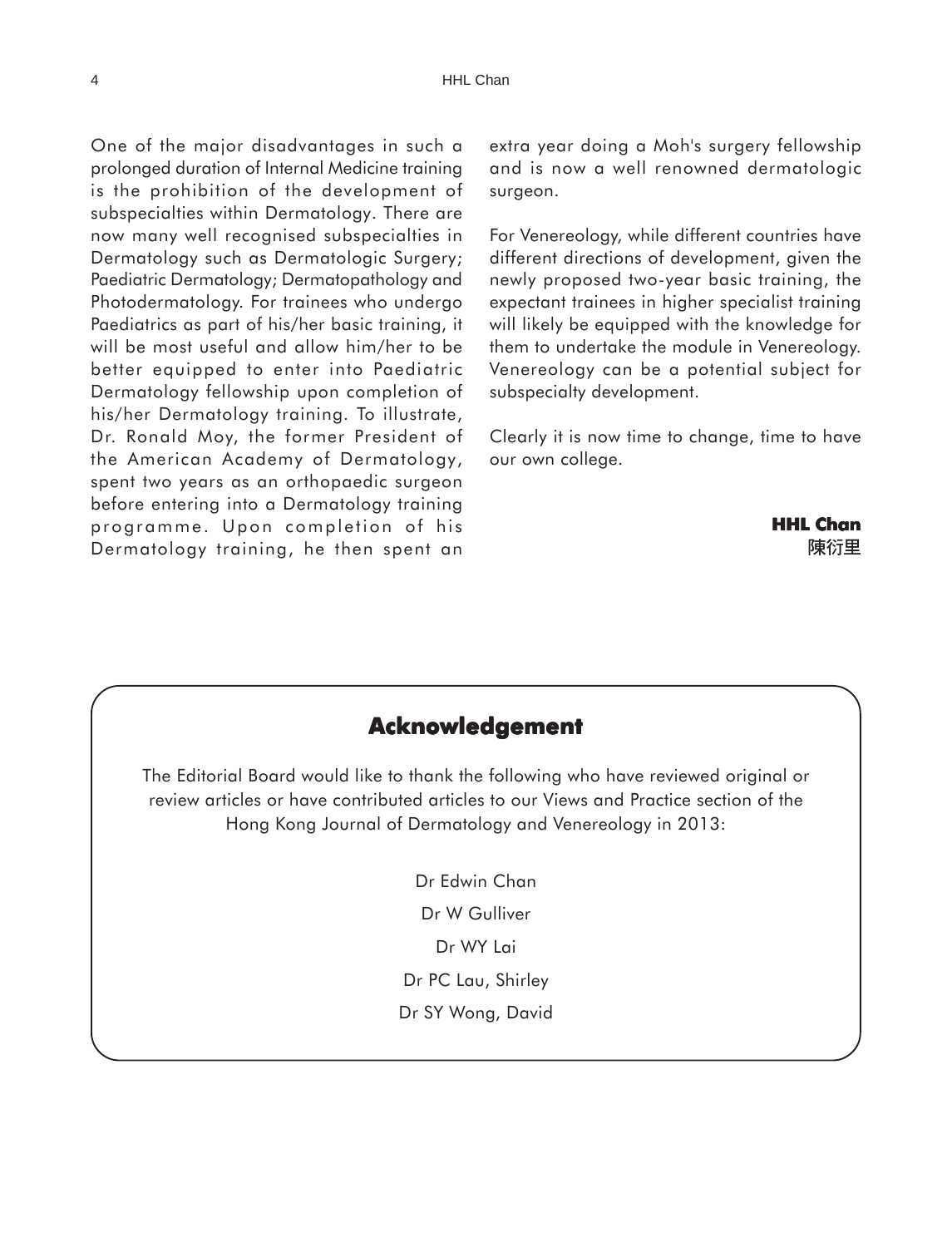One of the major disadvantages in such a prolonged duration of Internal Medicine training is the prohibition of the development of subspecialties within Dermatology. There are now many well recognised subspecialties in Dermatology such as Dermatologic Surgery; Paediatric Dermatology; Dermatopathology and Photodermatology. For trainees who undergo Paediatrics as part of his/her basic training, it will be most useful and allow him/her to be better equipped to enter into Paediatric Dermatology fellowship upon completion of his/her Dermatology training. To illustrate, Dr. Ronald Moy, the former President of the American Academy of Dermatology, spent two years as an orthopaedic surgeon before entering into a Dermatology training programme. Upon completion of his Dermatology training, he then spent an extra year doing a Moh's surgery fellowship and is now a well renowned dermatologic surgeon.

For Venereology, while different countries have different directions of development, given the newly proposed two-year basic training, the expectant trainees in higher specialist training will likely be equipped with the knowledge for them to undertake the module in Venereology. Venereology can be a potential subject for subspecialty development.

Clearly it is now time to change, time to have our own college.

**HHL Chan**
**陳衍里**

## Acknowledgement

The Editorial Board would like to thank the following who have reviewed original or review articles or have contributed articles to our Views and Practice section of the Hong Kong Journal of Dermatology and Venereology in 2013:

Dr Edwin Chan

Dr W Gulliver

Dr WY Lai

Dr PC Lau, Shirley

Dr SY Wong, David